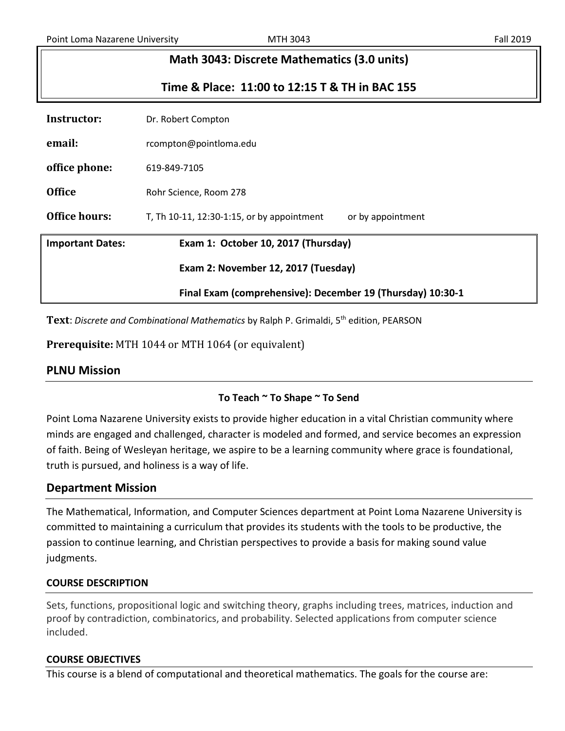# Math 3043: Discrete Mathematics (3.0 units)

## Time & Place: 11:00 to 12:15 T & TH in BAC 155

| | | |
|---|---|---|
| **Instructor:** | Dr. Robert Compton | |
| **email:** | rcompton@pointloma.edu | |
| **office phone:** | 619-849-7105 | |
| **Office** | Rohr Science, Room 278 | |
| **Office hours:** | T, Th 10-11, 12:30-1:15, or by appointment | or by appointment |

| | |
|---|---|
| **Important Dates:** | **Exam 1: October 10, 2017 (Thursday)** |
| | **Exam 2: November 12, 2017 (Tuesday)** |
| | **Final Exam (comprehensive): December 19 (Thursday) 10:30-1** |

**Text**: *Discrete and Combinational Mathematics* by Ralph P. Grimaldi, 5th edition, PEARSON

**Prerequisite:** MTH 1044 or MTH 1064 (or equivalent)

## PLNU Mission

**To Teach ~ To Shape ~ To Send**

Point Loma Nazarene University exists to provide higher education in a vital Christian community where minds are engaged and challenged, character is modeled and formed, and service becomes an expression of faith. Being of Wesleyan heritage, we aspire to be a learning community where grace is foundational, truth is pursued, and holiness is a way of life.

## Department Mission

The Mathematical, Information, and Computer Sciences department at Point Loma Nazarene University is committed to maintaining a curriculum that provides its students with the tools to be productive, the passion to continue learning, and Christian perspectives to provide a basis for making sound value judgments.

### COURSE DESCRIPTION

Sets, functions, propositional logic and switching theory, graphs including trees, matrices, induction and proof by contradiction, combinatorics, and probability. Selected applications from computer science included.

### COURSE OBJECTIVES

This course is a blend of computational and theoretical mathematics. The goals for the course are: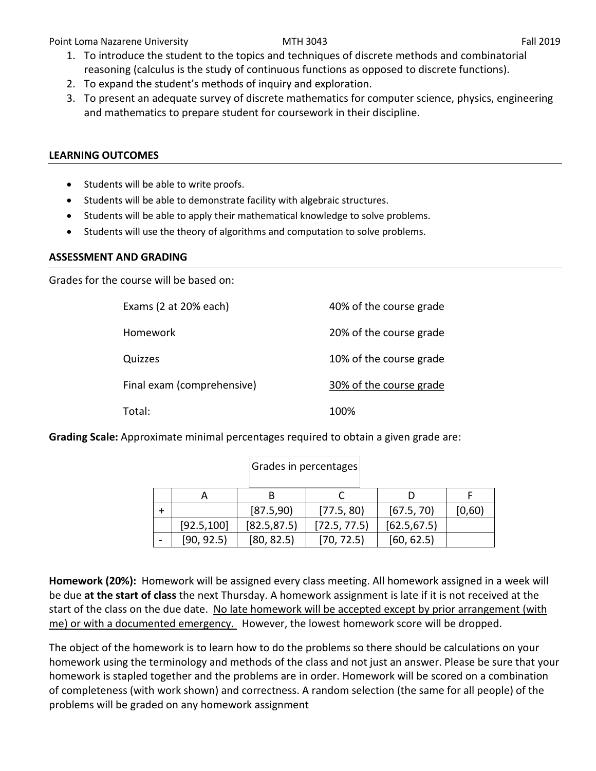1. To introduce the student to the topics and techniques of discrete methods and combinatorial reasoning (calculus is the study of continuous functions as opposed to discrete functions).
2. To expand the student's methods of inquiry and exploration.
3. To present an adequate survey of discrete mathematics for computer science, physics, engineering and mathematics to prepare student for coursework in their discipline.

## LEARNING OUTCOMES

- Students will be able to write proofs.
- Students will be able to demonstrate facility with algebraic structures.
- Students will be able to apply their mathematical knowledge to solve problems.
- Students will use the theory of algorithms and computation to solve problems.

## ASSESSMENT AND GRADING

Grades for the course will be based on:

| | |
|---|---|
| Exams (2 at 20% each) | 40% of the course grade |
| Homework | 20% of the course grade |
| Quizzes | 10% of the course grade |
| Final exam (comprehensive) | 30% of the course grade |
| Total: | 100% |

**Grading Scale:** Approximate minimal percentages required to obtain a given grade are:

Grades in percentages

| | A | B | C | D | F |
|---|---|---|---|---|---|
| + | | [87.5,90) | [77.5, 80) | [67.5, 70) | [0,60) |
| | [92.5,100] | [82.5,87.5) | [72.5, 77.5) | [62.5,67.5) | |
| - | [90, 92.5) | [80, 82.5) | [70, 72.5) | [60, 62.5) | |

**Homework (20%):** Homework will be assigned every class meeting. All homework assigned in a week will be due **at the start of class** the next Thursday. A homework assignment is late if it is not received at the start of the class on the due date. No late homework will be accepted except by prior arrangement (with me) or with a documented emergency. However, the lowest homework score will be dropped.

The object of the homework is to learn how to do the problems so there should be calculations on your homework using the terminology and methods of the class and not just an answer. Please be sure that your homework is stapled together and the problems are in order. Homework will be scored on a combination of completeness (with work shown) and correctness. A random selection (the same for all people) of the problems will be graded on any homework assignment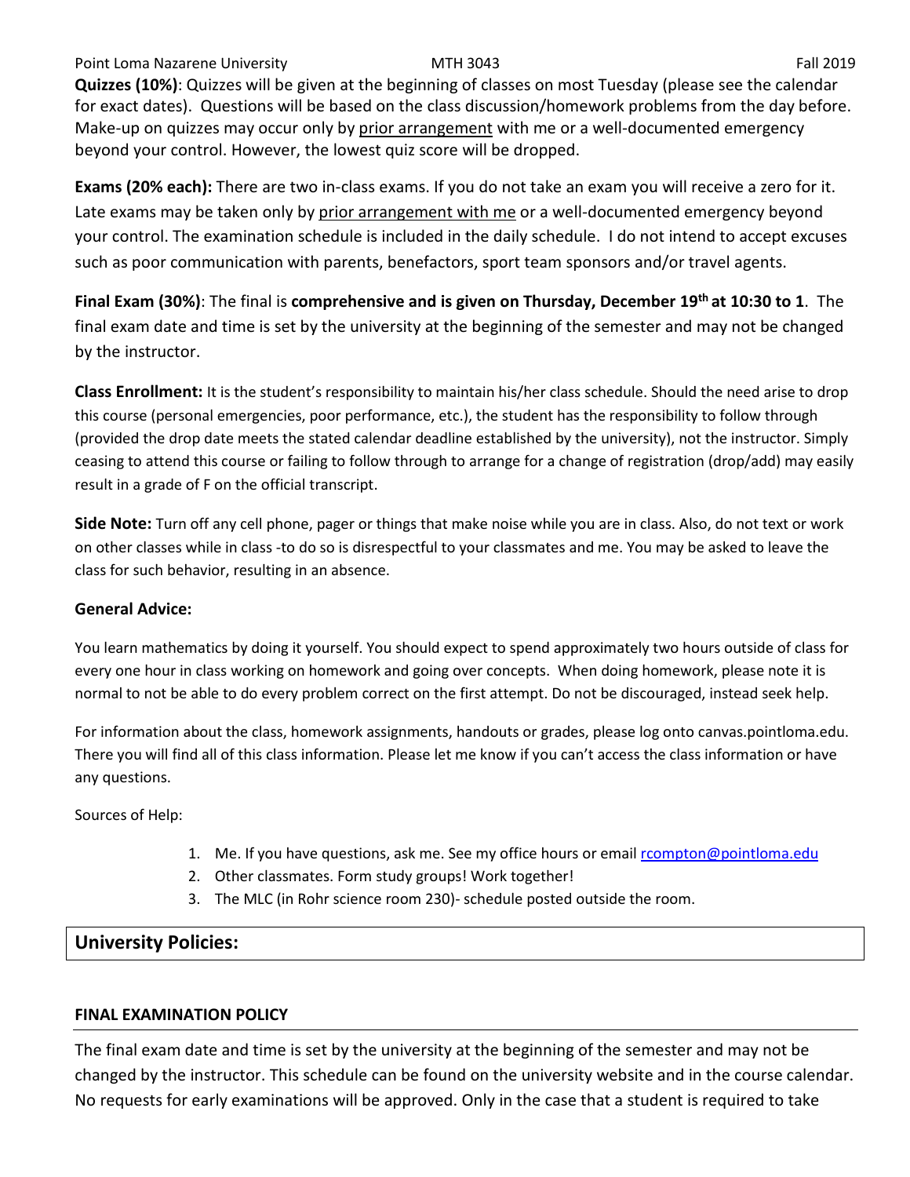**Quizzes (10%)**: Quizzes will be given at the beginning of classes on most Tuesday (please see the calendar for exact dates). Questions will be based on the class discussion/homework problems from the day before. Make-up on quizzes may occur only by prior arrangement with me or a well-documented emergency beyond your control. However, the lowest quiz score will be dropped.

**Exams (20% each):** There are two in-class exams. If you do not take an exam you will receive a zero for it. Late exams may be taken only by prior arrangement with me or a well-documented emergency beyond your control. The examination schedule is included in the daily schedule. I do not intend to accept excuses such as poor communication with parents, benefactors, sport team sponsors and/or travel agents.

**Final Exam (30%)**: The final is **comprehensive and is given on Thursday, December 19th at 10:30 to 1**. The final exam date and time is set by the university at the beginning of the semester and may not be changed by the instructor.

**Class Enrollment:** It is the student's responsibility to maintain his/her class schedule. Should the need arise to drop this course (personal emergencies, poor performance, etc.), the student has the responsibility to follow through (provided the drop date meets the stated calendar deadline established by the university), not the instructor. Simply ceasing to attend this course or failing to follow through to arrange for a change of registration (drop/add) may easily result in a grade of F on the official transcript.

**Side Note:** Turn off any cell phone, pager or things that make noise while you are in class. Also, do not text or work on other classes while in class -to do so is disrespectful to your classmates and me. You may be asked to leave the class for such behavior, resulting in an absence.

**General Advice:**

You learn mathematics by doing it yourself. You should expect to spend approximately two hours outside of class for every one hour in class working on homework and going over concepts. When doing homework, please note it is normal to not be able to do every problem correct on the first attempt. Do not be discouraged, instead seek help.

For information about the class, homework assignments, handouts or grades, please log onto canvas.pointloma.edu. There you will find all of this class information. Please let me know if you can't access the class information or have any questions.

Sources of Help:

1. Me. If you have questions, ask me. See my office hours or email rcompton@pointloma.edu
2. Other classmates. Form study groups! Work together!
3. The MLC (in Rohr science room 230)- schedule posted outside the room.

## University Policies:

### FINAL EXAMINATION POLICY

The final exam date and time is set by the university at the beginning of the semester and may not be changed by the instructor. This schedule can be found on the university website and in the course calendar. No requests for early examinations will be approved. Only in the case that a student is required to take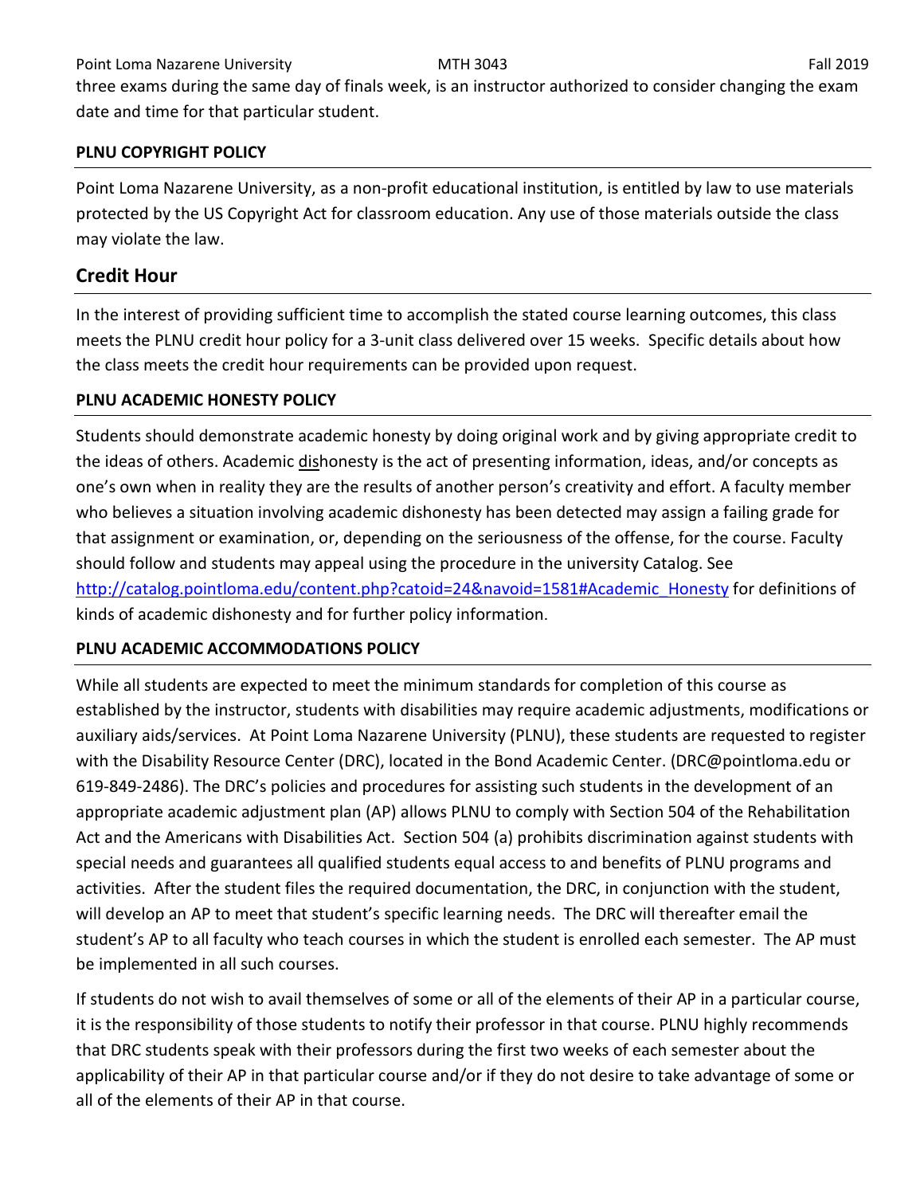three exams during the same day of finals week, is an instructor authorized to consider changing the exam date and time for that particular student.

**PLNU COPYRIGHT POLICY**

Point Loma Nazarene University, as a non-profit educational institution, is entitled by law to use materials protected by the US Copyright Act for classroom education. Any use of those materials outside the class may violate the law.

## Credit Hour

In the interest of providing sufficient time to accomplish the stated course learning outcomes, this class meets the PLNU credit hour policy for a 3-unit class delivered over 15 weeks. Specific details about how the class meets the credit hour requirements can be provided upon request.

**PLNU ACADEMIC HONESTY POLICY**

Students should demonstrate academic honesty by doing original work and by giving appropriate credit to the ideas of others. Academic dishonesty is the act of presenting information, ideas, and/or concepts as one's own when in reality they are the results of another person's creativity and effort. A faculty member who believes a situation involving academic dishonesty has been detected may assign a failing grade for that assignment or examination, or, depending on the seriousness of the offense, for the course. Faculty should follow and students may appeal using the procedure in the university Catalog. See http://catalog.pointloma.edu/content.php?catoid=24&navoid=1581#Academic_Honesty for definitions of kinds of academic dishonesty and for further policy information.

**PLNU ACADEMIC ACCOMMODATIONS POLICY**

While all students are expected to meet the minimum standards for completion of this course as established by the instructor, students with disabilities may require academic adjustments, modifications or auxiliary aids/services. At Point Loma Nazarene University (PLNU), these students are requested to register with the Disability Resource Center (DRC), located in the Bond Academic Center. (DRC@pointloma.edu or 619-849-2486). The DRC's policies and procedures for assisting such students in the development of an appropriate academic adjustment plan (AP) allows PLNU to comply with Section 504 of the Rehabilitation Act and the Americans with Disabilities Act. Section 504 (a) prohibits discrimination against students with special needs and guarantees all qualified students equal access to and benefits of PLNU programs and activities. After the student files the required documentation, the DRC, in conjunction with the student, will develop an AP to meet that student's specific learning needs. The DRC will thereafter email the student's AP to all faculty who teach courses in which the student is enrolled each semester. The AP must be implemented in all such courses.

If students do not wish to avail themselves of some or all of the elements of their AP in a particular course, it is the responsibility of those students to notify their professor in that course. PLNU highly recommends that DRC students speak with their professors during the first two weeks of each semester about the applicability of their AP in that particular course and/or if they do not desire to take advantage of some or all of the elements of their AP in that course.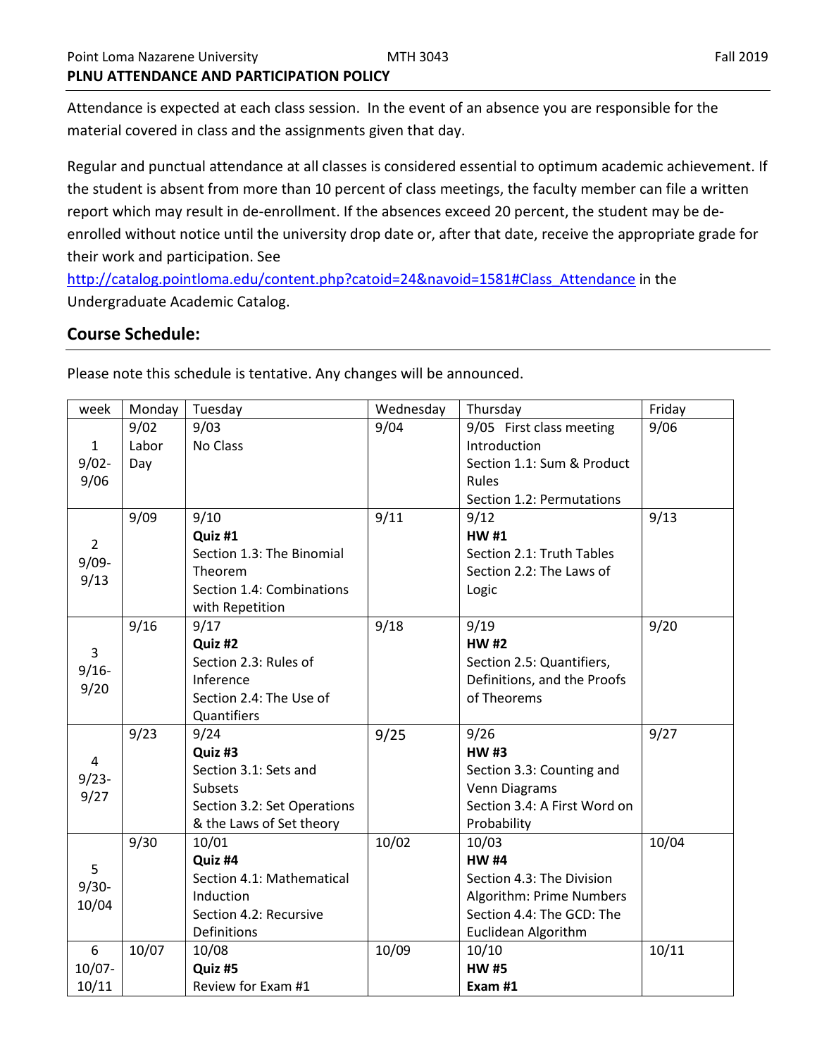## PLNU ATTENDANCE AND PARTICIPATION POLICY

Attendance is expected at each class session. In the event of an absence you are responsible for the material covered in class and the assignments given that day.

Regular and punctual attendance at all classes is considered essential to optimum academic achievement. If the student is absent from more than 10 percent of class meetings, the faculty member can file a written report which may result in de-enrollment. If the absences exceed 20 percent, the student may be de-enrolled without notice until the university drop date or, after that date, receive the appropriate grade for their work and participation. See http://catalog.pointloma.edu/content.php?catoid=24&navoid=1581#Class_Attendance in the Undergraduate Academic Catalog.

## Course Schedule:

Please note this schedule is tentative. Any changes will be announced.

| week | Monday | Tuesday | Wednesday | Thursday | Friday |
|---|---|---|---|---|---|
| 1<br>9/02-9/06 | 9/02<br>Labor Day | 9/03<br>No Class | 9/04 | 9/05 First class meeting<br>Introduction<br>Section 1.1: Sum & Product Rules<br>Section 1.2: Permutations | 9/06 |
| 2<br>9/09-9/13 | 9/09 | 9/10<br>**Quiz #1**<br>Section 1.3: The Binomial Theorem<br>Section 1.4: Combinations with Repetition | 9/11 | 9/12<br>**HW #1**<br>Section 2.1: Truth Tables<br>Section 2.2: The Laws of Logic | 9/13 |
| 3<br>9/16-9/20 | 9/16 | 9/17<br>**Quiz #2**<br>Section 2.3: Rules of Inference<br>Section 2.4: The Use of Quantifiers | 9/18 | 9/19<br>**HW #2**<br>Section 2.5: Quantifiers, Definitions, and the Proofs of Theorems | 9/20 |
| 4<br>9/23-9/27 | 9/23 | 9/24<br>**Quiz #3**<br>Section 3.1: Sets and Subsets<br>Section 3.2: Set Operations & the Laws of Set theory | 9/25 | 9/26<br>**HW #3**<br>Section 3.3: Counting and Venn Diagrams<br>Section 3.4: A First Word on Probability | 9/27 |
| 5<br>9/30-10/04 | 9/30 | 10/01<br>**Quiz #4**<br>Section 4.1: Mathematical Induction<br>Section 4.2: Recursive Definitions | 10/02 | 10/03<br>**HW #4**<br>Section 4.3: The Division Algorithm: Prime Numbers<br>Section 4.4: The GCD: The Euclidean Algorithm | 10/04 |
| 6<br>10/07-10/11 | 10/07 | 10/08<br>**Quiz #5**<br>Review for Exam #1 | 10/09 | 10/10<br>**HW #5**<br>**Exam #1** | 10/11 |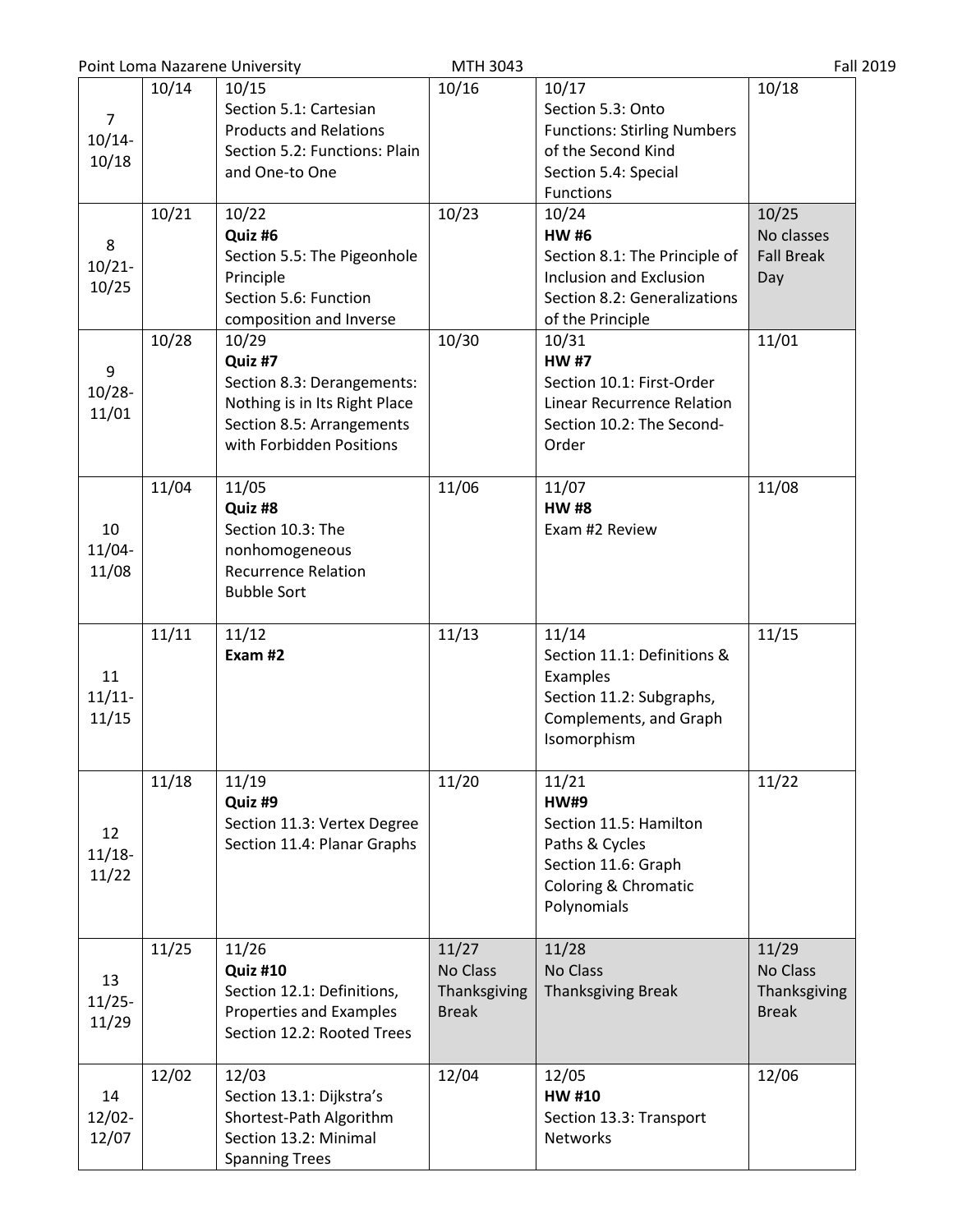| | | | | | |
|---|---|---|---|---|---|
| 7<br>10/14-<br>10/18 | 10/14 | 10/15<br>Section 5.1: Cartesian Products and Relations<br>Section 5.2: Functions: Plain and One-to One | 10/16 | 10/17<br>Section 5.3: Onto Functions: Stirling Numbers of the Second Kind<br>Section 5.4: Special Functions | 10/18 |
| 8<br>10/21-<br>10/25 | 10/21 | 10/22<br>**Quiz #6**<br>Section 5.5: The Pigeonhole Principle<br>Section 5.6: Function composition and Inverse | 10/23 | 10/24<br>**HW #6**<br>Section 8.1: The Principle of Inclusion and Exclusion<br>Section 8.2: Generalizations of the Principle | 10/25<br>No classes<br>Fall Break Day |
| 9<br>10/28-<br>11/01 | 10/28 | 10/29<br>**Quiz #7**<br>Section 8.3: Derangements: Nothing is in Its Right Place<br>Section 8.5: Arrangements with Forbidden Positions | 10/30 | 10/31<br>**HW #7**<br>Section 10.1: First-Order Linear Recurrence Relation<br>Section 10.2: The Second-Order | 11/01 |
| 10<br>11/04-<br>11/08 | 11/04 | 11/05<br>**Quiz #8**<br>Section 10.3: The nonhomogeneous Recurrence Relation<br>Bubble Sort | 11/06 | 11/07<br>**HW #8**<br>Exam #2 Review | 11/08 |
| 11<br>11/11-<br>11/15 | 11/11 | 11/12<br>**Exam #2** | 11/13 | 11/14<br>Section 11.1: Definitions & Examples<br>Section 11.2: Subgraphs, Complements, and Graph Isomorphism | 11/15 |
| 12<br>11/18-<br>11/22 | 11/18 | 11/19<br>**Quiz #9**<br>Section 11.3: Vertex Degree<br>Section 11.4: Planar Graphs | 11/20 | 11/21<br>**HW#9**<br>Section 11.5: Hamilton Paths & Cycles<br>Section 11.6: Graph Coloring & Chromatic Polynomials | 11/22 |
| 13<br>11/25-<br>11/29 | 11/25 | 11/26<br>**Quiz #10**<br>Section 12.1: Definitions, Properties and Examples<br>Section 12.2: Rooted Trees | 11/27<br>No Class<br>Thanksgiving Break | 11/28<br>No Class<br>Thanksgiving Break | 11/29<br>No Class<br>Thanksgiving Break |
| 14<br>12/02-<br>12/07 | 12/02 | 12/03<br>Section 13.1: Dijkstra's Shortest-Path Algorithm<br>Section 13.2: Minimal Spanning Trees | 12/04 | 12/05<br>**HW #10**<br>Section 13.3: Transport Networks | 12/06 |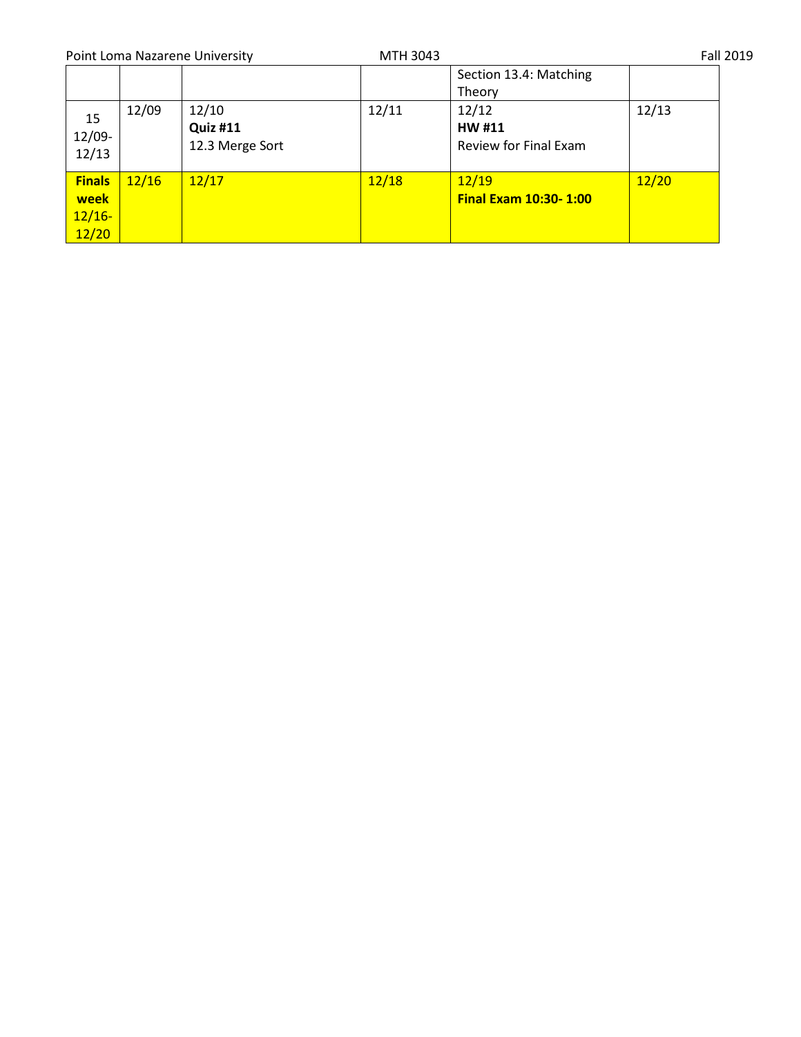| | | | | | |
|---|---|---|---|---|---|
| | | | | Section 13.4: Matching Theory | |
| 15<br>12/09-<br>12/13 | 12/09 | 12/10<br>**Quiz #11**<br>12.3 Merge Sort | 12/11 | 12/12<br>**HW #11**<br>Review for Final Exam | 12/13 |
| **Finals week**<br>12/16-<br>12/20 | 12/16 | 12/17 | 12/18 | 12/19<br>**Final Exam 10:30- 1:00** | 12/20 |